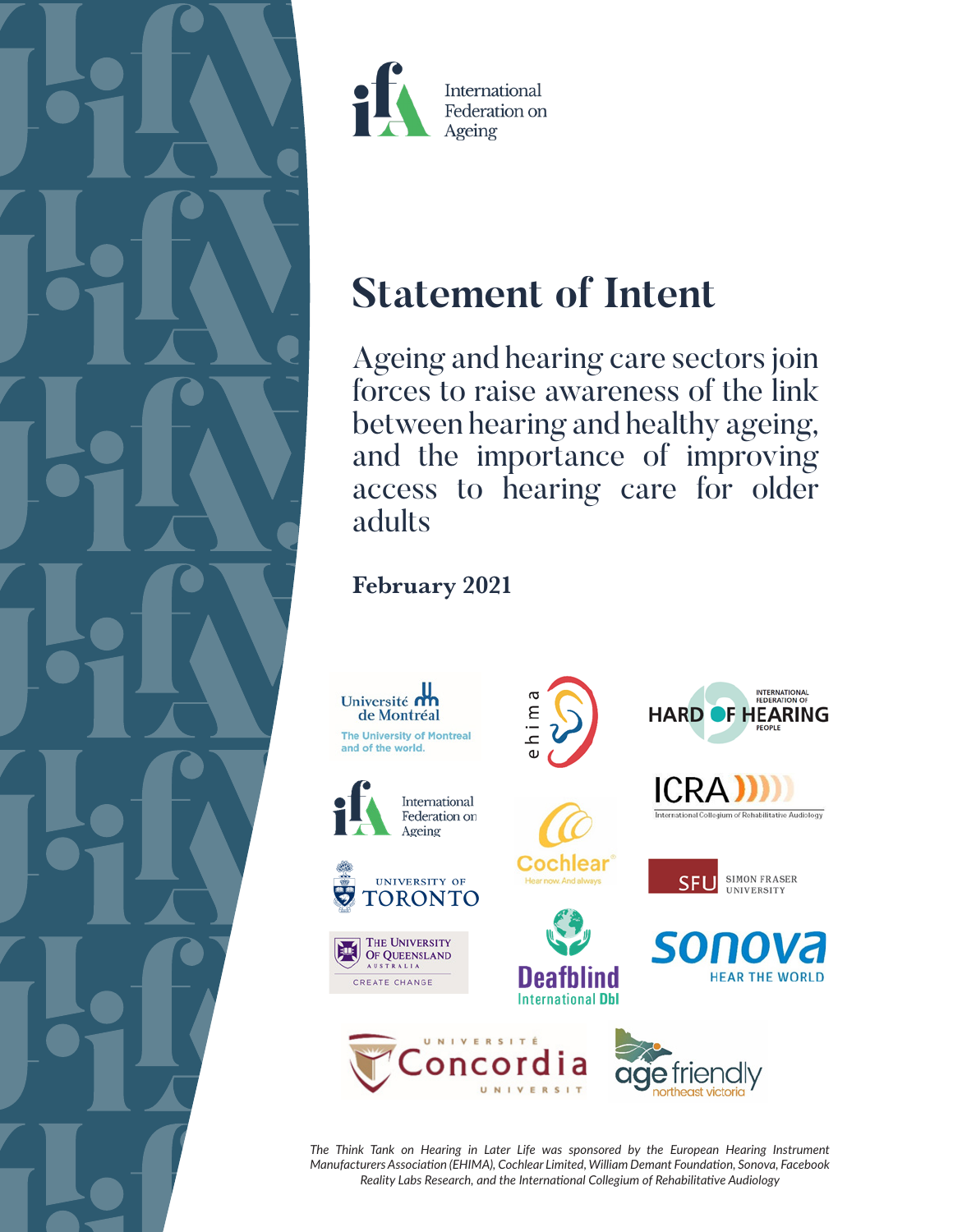International Federation on Ageing

# Statement of Intent

## Ageing and hearing care sectors join forces to raise awareness of the link between hearing and healthy ageing, and the importance of improving access to hearing care for older adults

**February 2021**

*The Think Tank on Hearing in Later Life was sponsored by the European Hearing Instrument Manufacturers Association (EHIMA), Cochlear Limited, William Demant Foundation, Sonova, Facebook Reality Labs Research, and the International Collegium of Rehabilitative Audiology*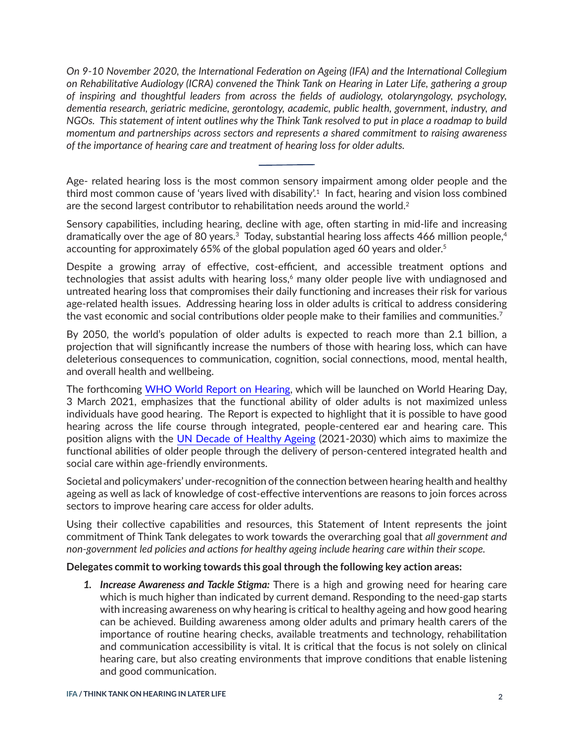*On 9-10 November 2020, the International Federation on Ageing (IFA) and the International Collegium on Rehabilitative Audiology (ICRA) convened the Think Tank on Hearing in Later Life, gathering a group of inspiring and thoughtful leaders from across the fields of audiology, otolaryngology, psychology, dementia research, geriatric medicine, gerontology, academic, public health, government, industry, and NGOs. This statement of intent outlines why the Think Tank resolved to put in place a roadmap to build momentum and partnerships across sectors and represents a shared commitment to raising awareness of the importance of hearing care and treatment of hearing loss for older adults.*

---

Age- related hearing loss is the most common sensory impairment among older people and the third most common cause of 'years lived with disability'.[1] In fact, hearing and vision loss combined are the second largest contributor to rehabilitation needs around the world.[2]

Sensory capabilities, including hearing, decline with age, often starting in mid-life and increasing dramatically over the age of 80 years.[3] Today, substantial hearing loss affects 466 million people,[4] accounting for approximately 65% of the global population aged 60 years and older.[5]

Despite a growing array of effective, cost-efficient, and accessible treatment options and technologies that assist adults with hearing loss,[6] many older people live with undiagnosed and untreated hearing loss that compromises their daily functioning and increases their risk for various age-related health issues. Addressing hearing loss in older adults is critical to address considering the vast economic and social contributions older people make to their families and communities.[7]

By 2050, the world's population of older adults is expected to reach more than 2.1 billion, a projection that will significantly increase the numbers of those with hearing loss, which can have deleterious consequences to communication, cognition, social connections, mood, mental health, and overall health and wellbeing.

The forthcoming WHO World Report on Hearing, which will be launched on World Hearing Day, 3 March 2021, emphasizes that the functional ability of older adults is not maximized unless individuals have good hearing. The Report is expected to highlight that it is possible to have good hearing across the life course through integrated, people-centered ear and hearing care. This position aligns with the UN Decade of Healthy Ageing (2021-2030) which aims to maximize the functional abilities of older people through the delivery of person-centered integrated health and social care within age-friendly environments.

Societal and policymakers' under-recognition of the connection between hearing health and healthy ageing as well as lack of knowledge of cost-effective interventions are reasons to join forces across sectors to improve hearing care access for older adults.

Using their collective capabilities and resources, this Statement of Intent represents the joint commitment of Think Tank delegates to work towards the overarching goal that *all government and non-government led policies and actions for healthy ageing include hearing care within their scope.*

**Delegates commit to working towards this goal through the following key action areas:**

1. ***Increase Awareness and Tackle Stigma:*** There is a high and growing need for hearing care which is much higher than indicated by current demand. Responding to the need-gap starts with increasing awareness on why hearing is critical to healthy ageing and how good hearing can be achieved. Building awareness among older adults and primary health carers of the importance of routine hearing checks, available treatments and technology, rehabilitation and communication accessibility is vital. It is critical that the focus is not solely on clinical hearing care, but also creating environments that improve conditions that enable listening and good communication.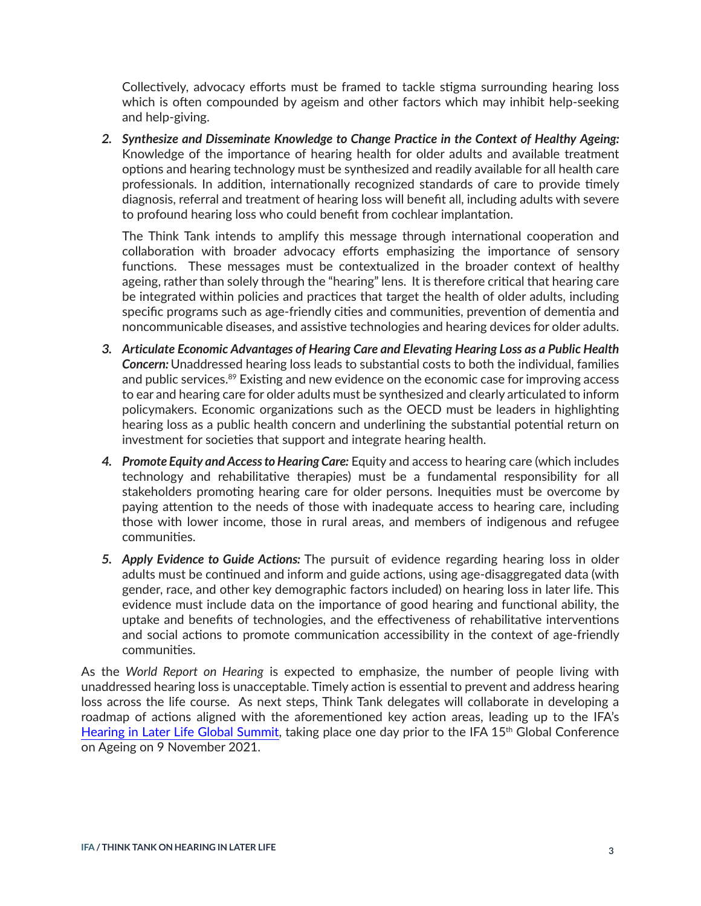Collectively, advocacy efforts must be framed to tackle stigma surrounding hearing loss which is often compounded by ageism and other factors which may inhibit help-seeking and help-giving.

2. ***Synthesize and Disseminate Knowledge to Change Practice in the Context of Healthy Ageing:*** Knowledge of the importance of hearing health for older adults and available treatment options and hearing technology must be synthesized and readily available for all health care professionals. In addition, internationally recognized standards of care to provide timely diagnosis, referral and treatment of hearing loss will benefit all, including adults with severe to profound hearing loss who could benefit from cochlear implantation.

   The Think Tank intends to amplify this message through international cooperation and collaboration with broader advocacy efforts emphasizing the importance of sensory functions. These messages must be contextualized in the broader context of healthy ageing, rather than solely through the "hearing" lens. It is therefore critical that hearing care be integrated within policies and practices that target the health of older adults, including specific programs such as age-friendly cities and communities, prevention of dementia and noncommunicable diseases, and assistive technologies and hearing devices for older adults.

3. ***Articulate Economic Advantages of Hearing Care and Elevating Hearing Loss as a Public Health Concern:*** Unaddressed hearing loss leads to substantial costs to both the individual, families and public services.[89] Existing and new evidence on the economic case for improving access to ear and hearing care for older adults must be synthesized and clearly articulated to inform policymakers. Economic organizations such as the OECD must be leaders in highlighting hearing loss as a public health concern and underlining the substantial potential return on investment for societies that support and integrate hearing health.

4. ***Promote Equity and Access to Hearing Care:*** Equity and access to hearing care (which includes technology and rehabilitative therapies) must be a fundamental responsibility for all stakeholders promoting hearing care for older persons. Inequities must be overcome by paying attention to the needs of those with inadequate access to hearing care, including those with lower income, those in rural areas, and members of indigenous and refugee communities.

5. ***Apply Evidence to Guide Actions:*** The pursuit of evidence regarding hearing loss in older adults must be continued and inform and guide actions, using age-disaggregated data (with gender, race, and other key demographic factors included) on hearing loss in later life. This evidence must include data on the importance of good hearing and functional ability, the uptake and benefits of technologies, and the effectiveness of rehabilitative interventions and social actions to promote communication accessibility in the context of age-friendly communities.

As the *World Report on Hearing* is expected to emphasize, the number of people living with unaddressed hearing loss is unacceptable. Timely action is essential to prevent and address hearing loss across the life course. As next steps, Think Tank delegates will collaborate in developing a roadmap of actions aligned with the aforementioned key action areas, leading up to the IFA's Hearing in Later Life Global Summit, taking place one day prior to the IFA 15th Global Conference on Ageing on 9 November 2021.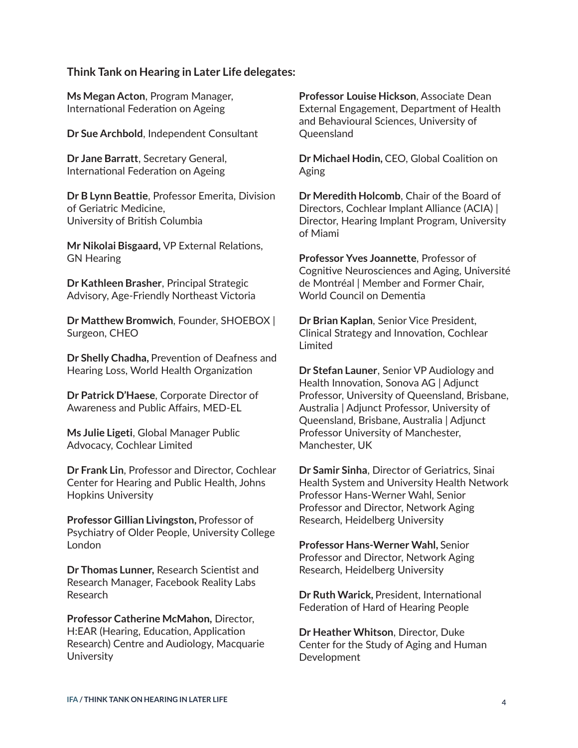**Think Tank on Hearing in Later Life delegates:**

**Ms Megan Acton**, Program Manager, International Federation on Ageing

**Dr Sue Archbold**, Independent Consultant

**Dr Jane Barratt**, Secretary General, International Federation on Ageing

**Dr B Lynn Beattie**, Professor Emerita, Division of Geriatric Medicine, University of British Columbia

**Mr Nikolai Bisgaard,** VP External Relations, GN Hearing

**Dr Kathleen Brasher**, Principal Strategic Advisory, Age-Friendly Northeast Victoria

**Dr Matthew Bromwich**, Founder, SHOEBOX | Surgeon, CHEO

**Dr Shelly Chadha,** Prevention of Deafness and Hearing Loss, World Health Organization

**Dr Patrick D'Haese**, Corporate Director of Awareness and Public Affairs, MED-EL

**Ms Julie Ligeti**, Global Manager Public Advocacy, Cochlear Limited

**Dr Frank Lin**, Professor and Director, Cochlear Center for Hearing and Public Health, Johns Hopkins University

**Professor Gillian Livingston,** Professor of Psychiatry of Older People, University College London

**Dr Thomas Lunner,** Research Scientist and Research Manager, Facebook Reality Labs Research

**Professor Catherine McMahon,** Director, H:EAR (Hearing, Education, Application Research) Centre and Audiology, Macquarie University

**Professor Louise Hickson**, Associate Dean External Engagement, Department of Health and Behavioural Sciences, University of Queensland

**Dr Michael Hodin,** CEO, Global Coalition on Aging

**Dr Meredith Holcomb**, Chair of the Board of Directors, Cochlear Implant Alliance (ACIA) | Director, Hearing Implant Program, University of Miami

**Professor Yves Joannette**, Professor of Cognitive Neurosciences and Aging, Université de Montréal | Member and Former Chair, World Council on Dementia

**Dr Brian Kaplan**, Senior Vice President, Clinical Strategy and Innovation, Cochlear Limited

**Dr Stefan Launer**, Senior VP Audiology and Health Innovation, Sonova AG | Adjunct Professor, University of Queensland, Brisbane, Australia | Adjunct Professor, University of Queensland, Brisbane, Australia | Adjunct Professor University of Manchester, Manchester, UK

**Dr Samir Sinha**, Director of Geriatrics, Sinai Health System and University Health Network Professor Hans-Werner Wahl, Senior Professor and Director, Network Aging Research, Heidelberg University

**Professor Hans-Werner Wahl,** Senior Professor and Director, Network Aging Research, Heidelberg University

**Dr Ruth Warick,** President, International Federation of Hard of Hearing People

**Dr Heather Whitson**, Director, Duke Center for the Study of Aging and Human Development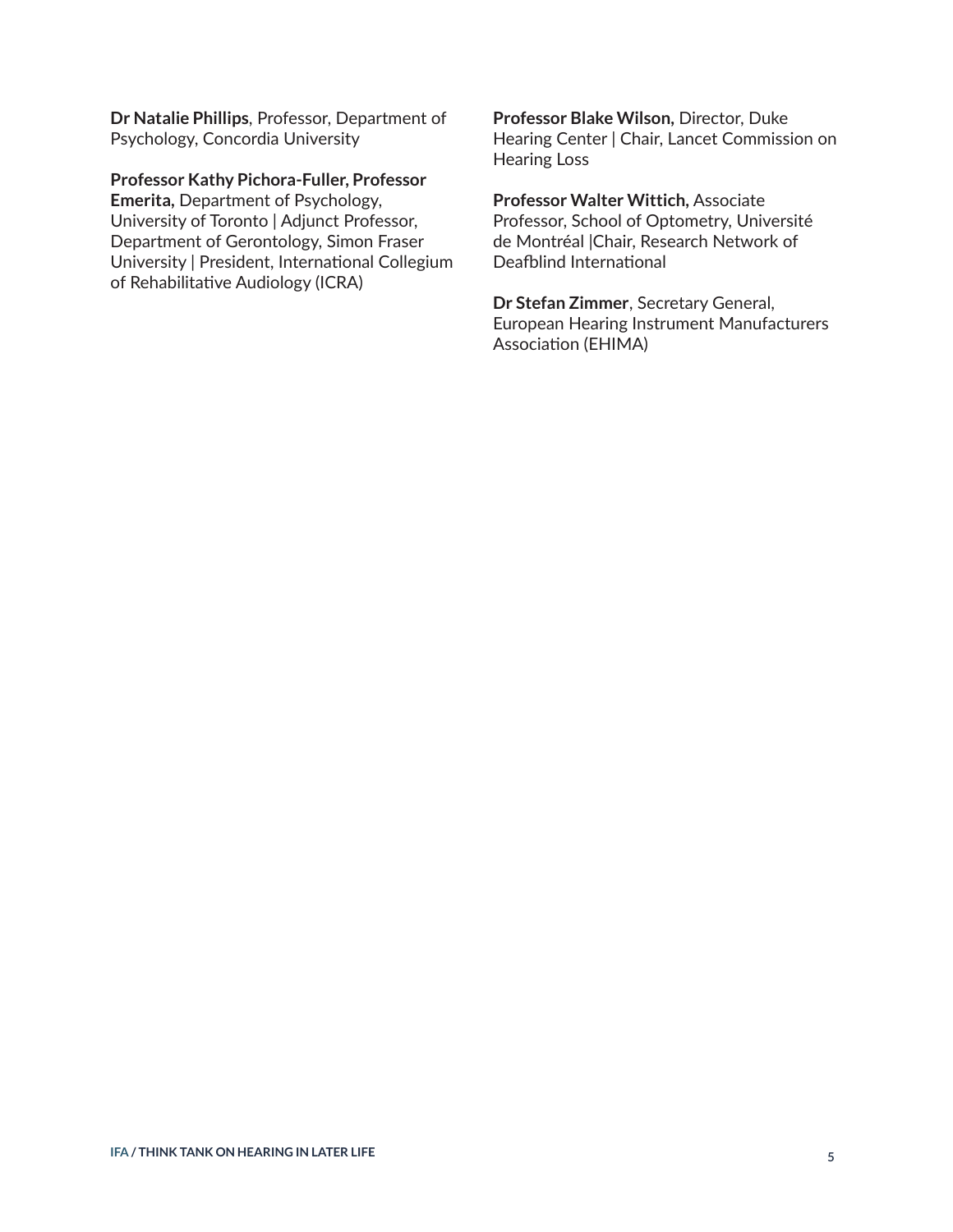**Dr Natalie Phillips**, Professor, Department of Psychology, Concordia University

**Professor Kathy Pichora-Fuller, Professor Emerita,** Department of Psychology, University of Toronto | Adjunct Professor, Department of Gerontology, Simon Fraser University | President, International Collegium of Rehabilitative Audiology (ICRA)

**Professor Blake Wilson,** Director, Duke Hearing Center | Chair, Lancet Commission on Hearing Loss

**Professor Walter Wittich,** Associate Professor, School of Optometry, Université de Montréal |Chair, Research Network of Deafblind International

**Dr Stefan Zimmer**, Secretary General, European Hearing Instrument Manufacturers Association (EHIMA)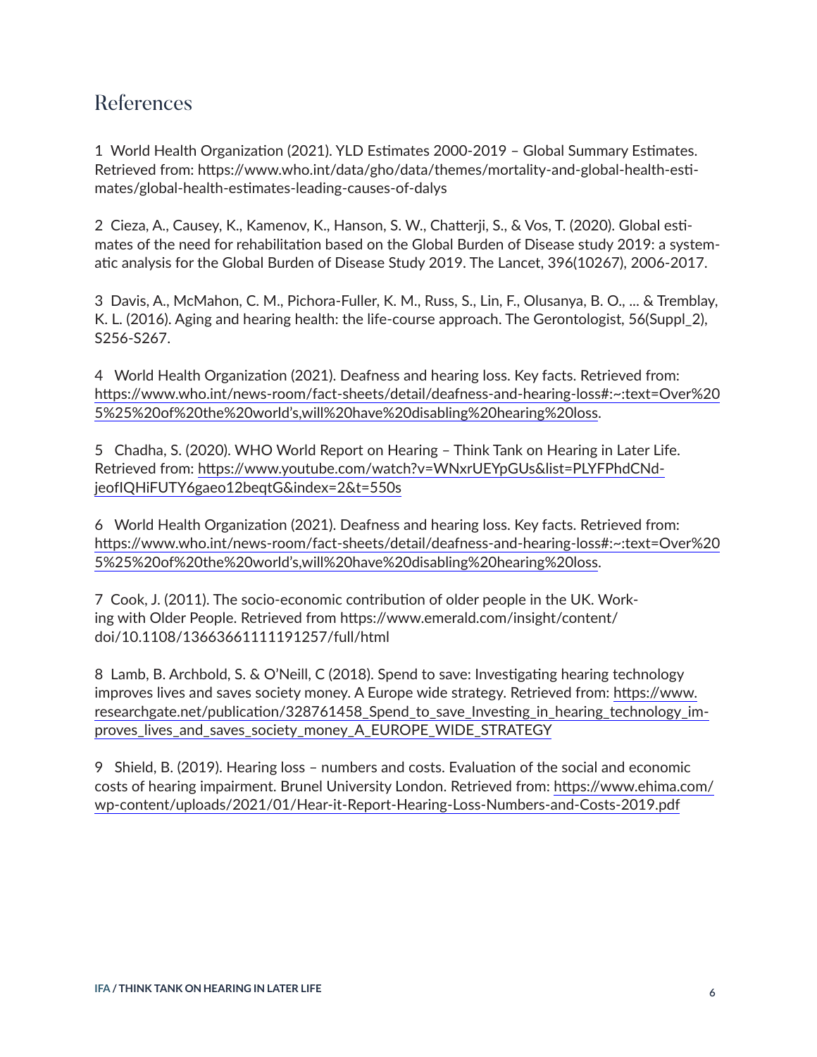## References

1 World Health Organization (2021). YLD Estimates 2000-2019 – Global Summary Estimates. Retrieved from: https://www.who.int/data/gho/data/themes/mortality-and-global-health-estimates/global-health-estimates-leading-causes-of-dalys

2 Cieza, A., Causey, K., Kamenov, K., Hanson, S. W., Chatterji, S., & Vos, T. (2020). Global estimates of the need for rehabilitation based on the Global Burden of Disease study 2019: a systematic analysis for the Global Burden of Disease Study 2019. The Lancet, 396(10267), 2006-2017.

3 Davis, A., McMahon, C. M., Pichora-Fuller, K. M., Russ, S., Lin, F., Olusanya, B. O., ... & Tremblay, K. L. (2016). Aging and hearing health: the life-course approach. The Gerontologist, 56(Suppl_2), S256-S267.

4 World Health Organization (2021). Deafness and hearing loss. Key facts. Retrieved from: https://www.who.int/news-room/fact-sheets/detail/deafness-and-hearing-loss#:~:text=Over%205%25%20of%20the%20world's,will%20have%20disabling%20hearing%20loss.

5 Chadha, S. (2020). WHO World Report on Hearing – Think Tank on Hearing in Later Life. Retrieved from: https://www.youtube.com/watch?v=WNxrUEYpGUs&list=PLYFPhdCNdjeofIQHiFUTY6gaeo12beqtG&index=2&t=550s

6 World Health Organization (2021). Deafness and hearing loss. Key facts. Retrieved from: https://www.who.int/news-room/fact-sheets/detail/deafness-and-hearing-loss#:~:text=Over%205%25%20of%20the%20world's,will%20have%20disabling%20hearing%20loss.

7 Cook, J. (2011). The socio-economic contribution of older people in the UK. Working with Older People. Retrieved from https://www.emerald.com/insight/content/doi/10.1108/13663661111191257/full/html

8 Lamb, B. Archbold, S. & O'Neill, C (2018). Spend to save: Investigating hearing technology improves lives and saves society money. A Europe wide strategy. Retrieved from: https://www.researchgate.net/publication/328761458_Spend_to_save_Investing_in_hearing_technology_improves_lives_and_saves_society_money_A_EUROPE_WIDE_STRATEGY

9 Shield, B. (2019). Hearing loss – numbers and costs. Evaluation of the social and economic costs of hearing impairment. Brunel University London. Retrieved from: https://www.ehima.com/wp-content/uploads/2021/01/Hear-it-Report-Hearing-Loss-Numbers-and-Costs-2019.pdf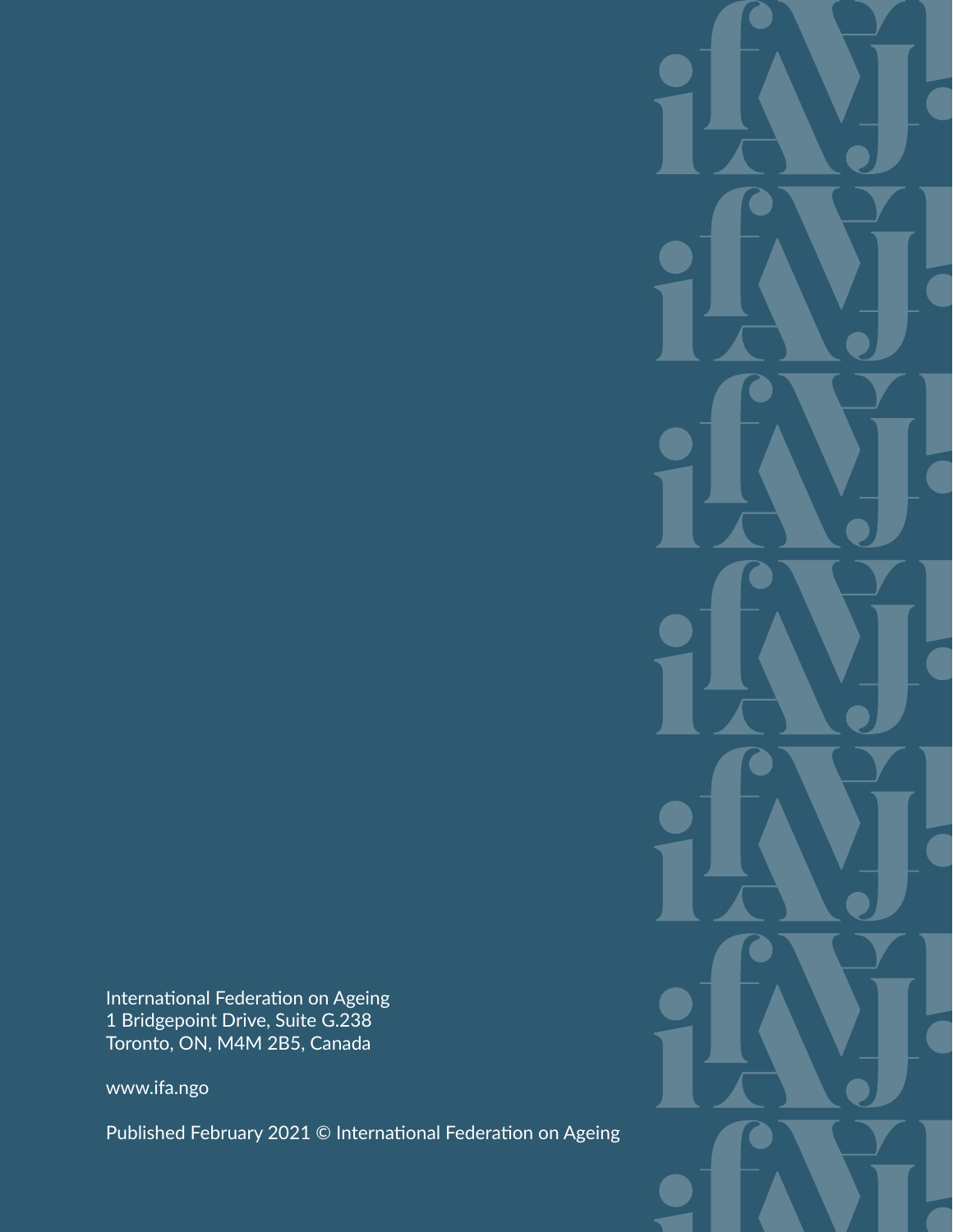International Federation on Ageing
1 Bridgepoint Drive, Suite G.238
Toronto, ON, M4M 2B5, Canada

www.ifa.ngo

Published February 2021 © International Federation on Ageing